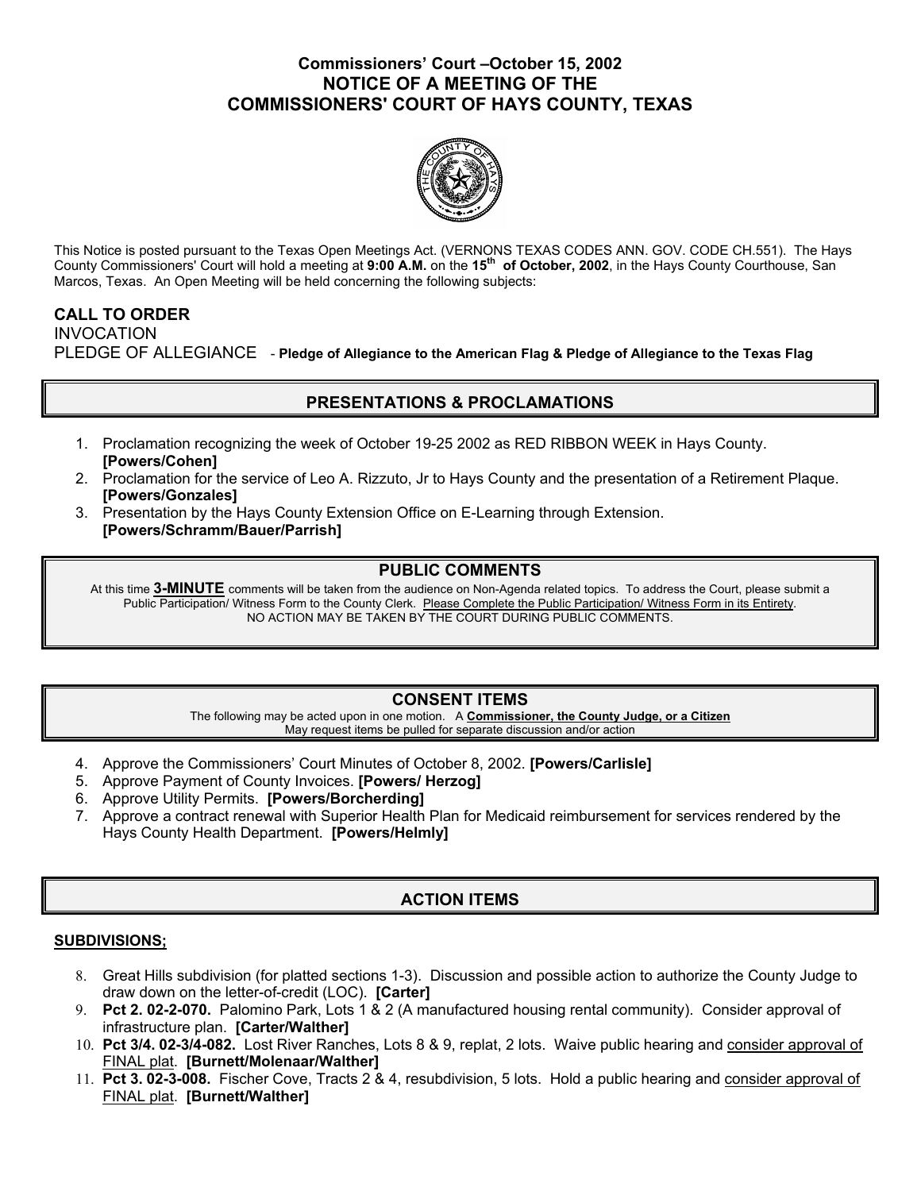# Commissioners' Court –October 15, 2002
# NOTICE OF A MEETING OF THE COMMISSIONERS' COURT OF HAYS COUNTY, TEXAS

This Notice is posted pursuant to the Texas Open Meetings Act. (VERNONS TEXAS CODES ANN. GOV. CODE CH.551). The Hays County Commissioners' Court will hold a meeting at **9:00 A.M.** on the **15th of October, 2002**, in the Hays County Courthouse, San Marcos, Texas. An Open Meeting will be held concerning the following subjects:

**CALL TO ORDER**
INVOCATION
PLEDGE OF ALLEGIANCE - **Pledge of Allegiance to the American Flag & Pledge of Allegiance to the Texas Flag**

## PRESENTATIONS & PROCLAMATIONS

1. Proclamation recognizing the week of October 19-25 2002 as RED RIBBON WEEK in Hays County. **[Powers/Cohen]**
2. Proclamation for the service of Leo A. Rizzuto, Jr to Hays County and the presentation of a Retirement Plaque. **[Powers/Gonzales]**
3. Presentation by the Hays County Extension Office on E-Learning through Extension. **[Powers/Schramm/Bauer/Parrish]**

## PUBLIC COMMENTS

At this time **3-MINUTE** comments will be taken from the audience on Non-Agenda related topics. To address the Court, please submit a Public Participation/ Witness Form to the County Clerk. Please Complete the Public Participation/ Witness Form in its Entirety. NO ACTION MAY BE TAKEN BY THE COURT DURING PUBLIC COMMENTS.

## CONSENT ITEMS

The following may be acted upon in one motion. A **Commissioner, the County Judge, or a Citizen** May request items be pulled for separate discussion and/or action

4. Approve the Commissioners' Court Minutes of October 8, 2002. **[Powers/Carlisle]**
5. Approve Payment of County Invoices. **[Powers/ Herzog]**
6. Approve Utility Permits. **[Powers/Borcherding]**
7. Approve a contract renewal with Superior Health Plan for Medicaid reimbursement for services rendered by the Hays County Health Department. **[Powers/Helmly]**

## ACTION ITEMS

**SUBDIVISIONS;**

8. Great Hills subdivision (for platted sections 1-3). Discussion and possible action to authorize the County Judge to draw down on the letter-of-credit (LOC). **[Carter]**
9. **Pct 2. 02-2-070.** Palomino Park, Lots 1 & 2 (A manufactured housing rental community). Consider approval of infrastructure plan. **[Carter/Walther]**
10. **Pct 3/4. 02-3/4-082.** Lost River Ranches, Lots 8 & 9, replat, 2 lots. Waive public hearing and consider approval of FINAL plat. **[Burnett/Molenaar/Walther]**
11. **Pct 3. 02-3-008.** Fischer Cove, Tracts 2 & 4, resubdivision, 5 lots. Hold a public hearing and consider approval of FINAL plat. **[Burnett/Walther]**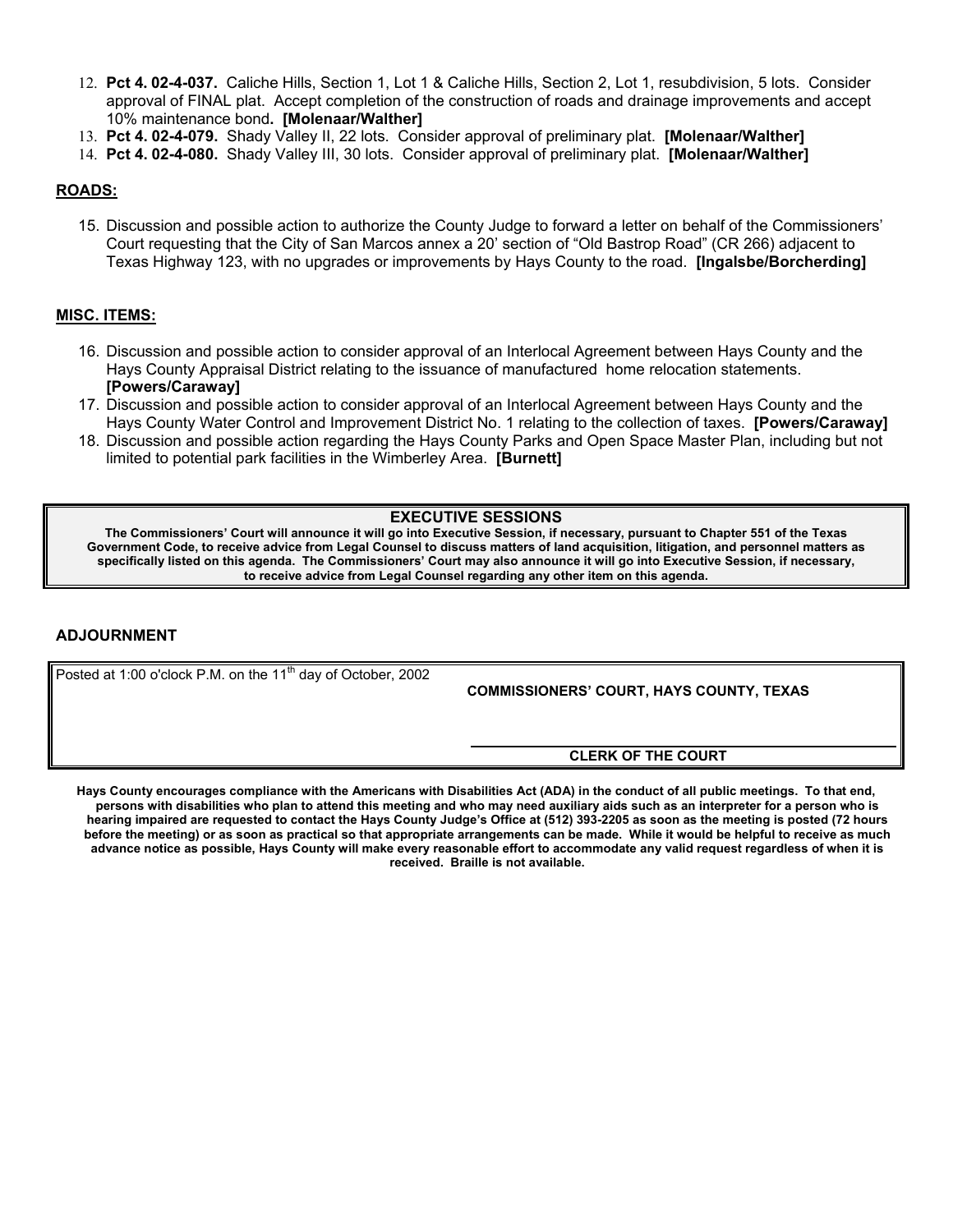12. **Pct 4. 02-4-037.** Caliche Hills, Section 1, Lot 1 & Caliche Hills, Section 2, Lot 1, resubdivision, 5 lots. Consider approval of FINAL plat. Accept completion of the construction of roads and drainage improvements and accept 10% maintenance bond**. [Molenaar/Walther]**
13. **Pct 4. 02-4-079.** Shady Valley II, 22 lots. Consider approval of preliminary plat. **[Molenaar/Walther]**
14. **Pct 4. 02-4-080.** Shady Valley III, 30 lots. Consider approval of preliminary plat. **[Molenaar/Walther]**

**ROADS:**

15. Discussion and possible action to authorize the County Judge to forward a letter on behalf of the Commissioners' Court requesting that the City of San Marcos annex a 20' section of "Old Bastrop Road" (CR 266) adjacent to Texas Highway 123, with no upgrades or improvements by Hays County to the road. **[Ingalsbe/Borcherding]**

**MISC. ITEMS:**

16. Discussion and possible action to consider approval of an Interlocal Agreement between Hays County and the Hays County Appraisal District relating to the issuance of manufactured home relocation statements. **[Powers/Caraway]**
17. Discussion and possible action to consider approval of an Interlocal Agreement between Hays County and the Hays County Water Control and Improvement District No. 1 relating to the collection of taxes. **[Powers/Caraway]**
18. Discussion and possible action regarding the Hays County Parks and Open Space Master Plan, including but not limited to potential park facilities in the Wimberley Area. **[Burnett]**

**EXECUTIVE SESSIONS**

**The Commissioners' Court will announce it will go into Executive Session, if necessary, pursuant to Chapter 551 of the Texas Government Code, to receive advice from Legal Counsel to discuss matters of land acquisition, litigation, and personnel matters as specifically listed on this agenda. The Commissioners' Court may also announce it will go into Executive Session, if necessary, to receive advice from Legal Counsel regarding any other item on this agenda.**

**ADJOURNMENT**

Posted at 1:00 o'clock P.M. on the 11th day of October, 2002

**COMMISSIONERS' COURT, HAYS COUNTY, TEXAS**

**CLERK OF THE COURT**

**Hays County encourages compliance with the Americans with Disabilities Act (ADA) in the conduct of all public meetings. To that end, persons with disabilities who plan to attend this meeting and who may need auxiliary aids such as an interpreter for a person who is hearing impaired are requested to contact the Hays County Judge's Office at (512) 393-2205 as soon as the meeting is posted (72 hours before the meeting) or as soon as practical so that appropriate arrangements can be made. While it would be helpful to receive as much advance notice as possible, Hays County will make every reasonable effort to accommodate any valid request regardless of when it is received. Braille is not available.**